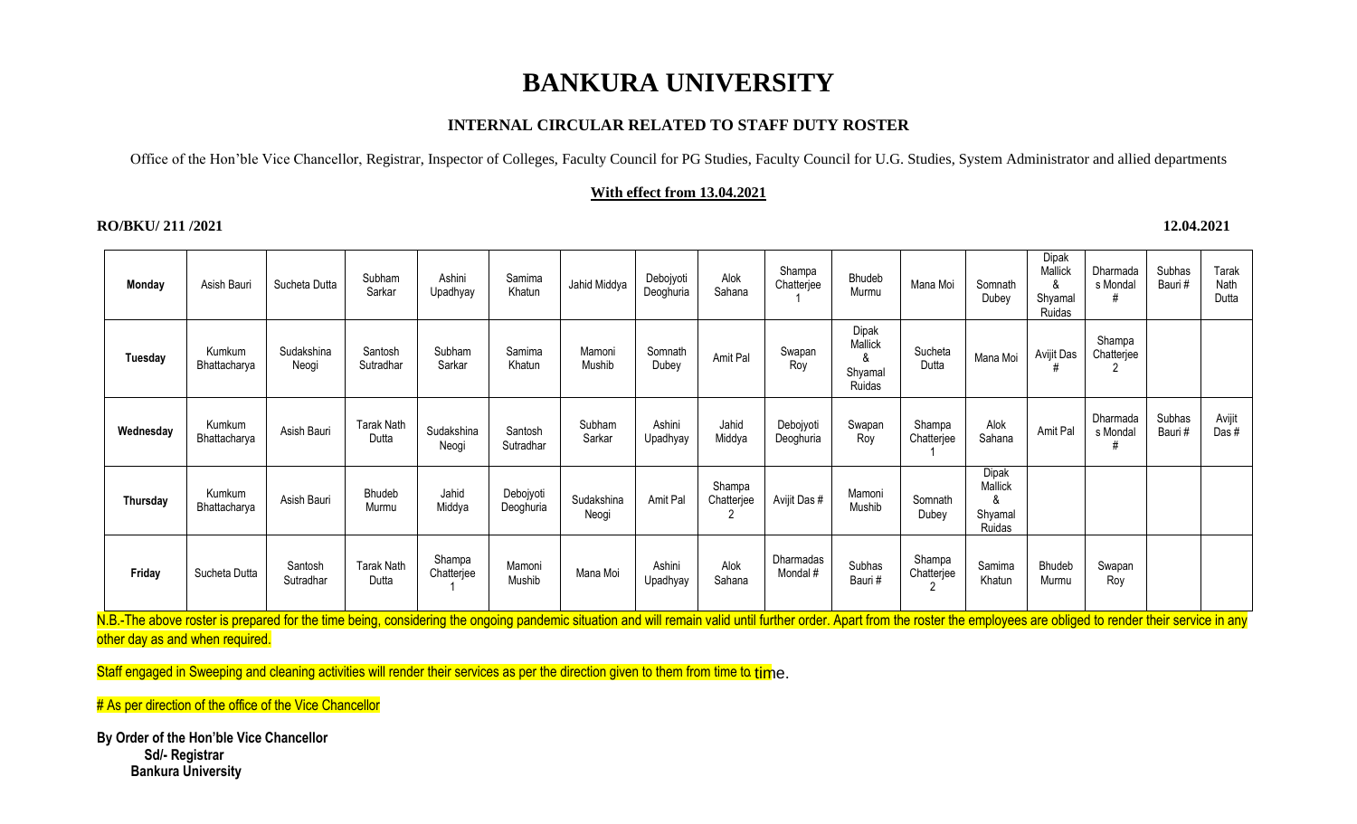# BANKURA UNIVERSITY

### INTERNAL CIRCULAR RELATED TO STAFF DUTY ROSTER

Office of the Hon'ble Vice Chancellor, Registrar, Inspector of Colleges, Faculty Council for PG Studies, Faculty Council for U.G. Studies, System Administrator and allied departments

**With effect from 13.04.2021**

**RO/BKU/ 211 /2021** **12.04.2021**

| **Monday** | Asish Bauri | Sucheta Dutta | Subham Sarkar | Ashini Upadhyay | Samima Khatun | Jahid Middya | Debojyoti Deoghuria | Alok Sahana | Shampa Chatterjee 1 | Bhudeb Murmu | Mana Moi | Somnath Dubey | Dipak Mallick & Shyamal Ruidas | Dharmadas Mondal # | Subhas Bauri # | Tarak Nath Dutta |
|---|---|---|---|---|---|---|---|---|---|---|---|---|---|---|---|---|
| **Tuesday** | Kumkum Bhattacharya | Sudakshina Neogi | Santosh Sutradhar | Subham Sarkar | Samima Khatun | Mamoni Mushib | Somnath Dubey | Amit Pal | Swapan Roy | Dipak Mallick & Shyamal Ruidas | Sucheta Dutta | Mana Moi | Avijit Das # | Shampa Chatterjee 2 | | |
| **Wednesday** | Kumkum Bhattacharya | Asish Bauri | Tarak Nath Dutta | Sudakshina Neogi | Santosh Sutradhar | Subham Sarkar | Ashini Upadhyay | Jahid Middya | Debojyoti Deoghuria | Swapan Roy | Shampa Chatterjee 1 | Alok Sahana | Amit Pal | Dharmadas Mondal # | Subhas Bauri # | Avijit Das # |
| **Thursday** | Kumkum Bhattacharya | Asish Bauri | Bhudeb Murmu | Jahid Middya | Debojyoti Deoghuria | Sudakshina Neogi | Amit Pal | Shampa Chatterjee 2 | Avijit Das # | Mamoni Mushib | Somnath Dubey | Dipak Mallick & Shyamal Ruidas | | | | |
| **Friday** | Sucheta Dutta | Santosh Sutradhar | Tarak Nath Dutta | Shampa Chatterjee 1 | Mamoni Mushib | Mana Moi | Ashini Upadhyay | Alok Sahana | Dharmadas Mondal # | Subhas Bauri # | Shampa Chatterjee 2 | Samima Khatun | Bhudeb Murmu | Swapan Roy | | |

N.B.-The above roster is prepared for the time being, considering the ongoing pandemic situation and will remain valid until further order. Apart from the roster the employees are obliged to render their service in any other day as and when required.

Staff engaged in Sweeping and cleaning activities will render their services as per the direction given to them from time to time.

# As per direction of the office of the Vice Chancellor

**By Order of the Hon'ble Vice Chancellor**
**Sd/- Registrar**
**Bankura University**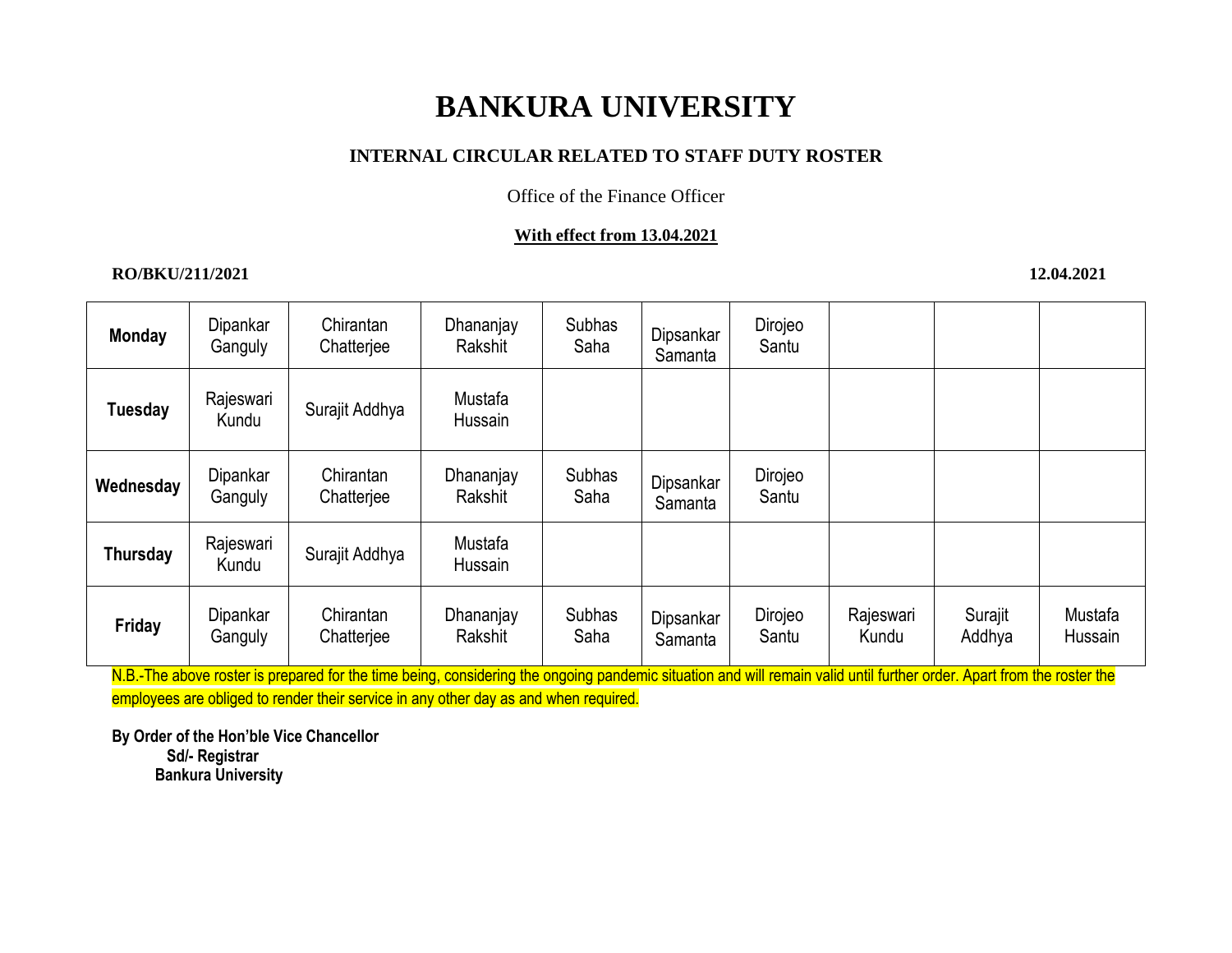# BANKURA UNIVERSITY

### INTERNAL CIRCULAR RELATED TO STAFF DUTY ROSTER

Office of the Finance Officer

**With effect from 13.04.2021**

**RO/BKU/211/2021** **12.04.2021**

| **Monday** | Dipankar Ganguly | Chirantan Chatterjee | Dhananjay Rakshit | Subhas Saha | Dipsankar Samanta | Dirojeo Santu | | | |
|---|---|---|---|---|---|---|---|---|---|
| **Tuesday** | Rajeswari Kundu | Surajit Addhya | Mustafa Hussain | | | | | | |
| **Wednesday** | Dipankar Ganguly | Chirantan Chatterjee | Dhananjay Rakshit | Subhas Saha | Dipsankar Samanta | Dirojeo Santu | | | |
| **Thursday** | Rajeswari Kundu | Surajit Addhya | Mustafa Hussain | | | | | | |
| **Friday** | Dipankar Ganguly | Chirantan Chatterjee | Dhananjay Rakshit | Subhas Saha | Dipsankar Samanta | Dirojeo Santu | Rajeswari Kundu | Surajit Addhya | Mustafa Hussain |

N.B.-The above roster is prepared for the time being, considering the ongoing pandemic situation and will remain valid until further order. Apart from the roster the employees are obliged to render their service in any other day as and when required.

**By Order of the Hon'ble Vice Chancellor**
**Sd/- Registrar**
**Bankura University**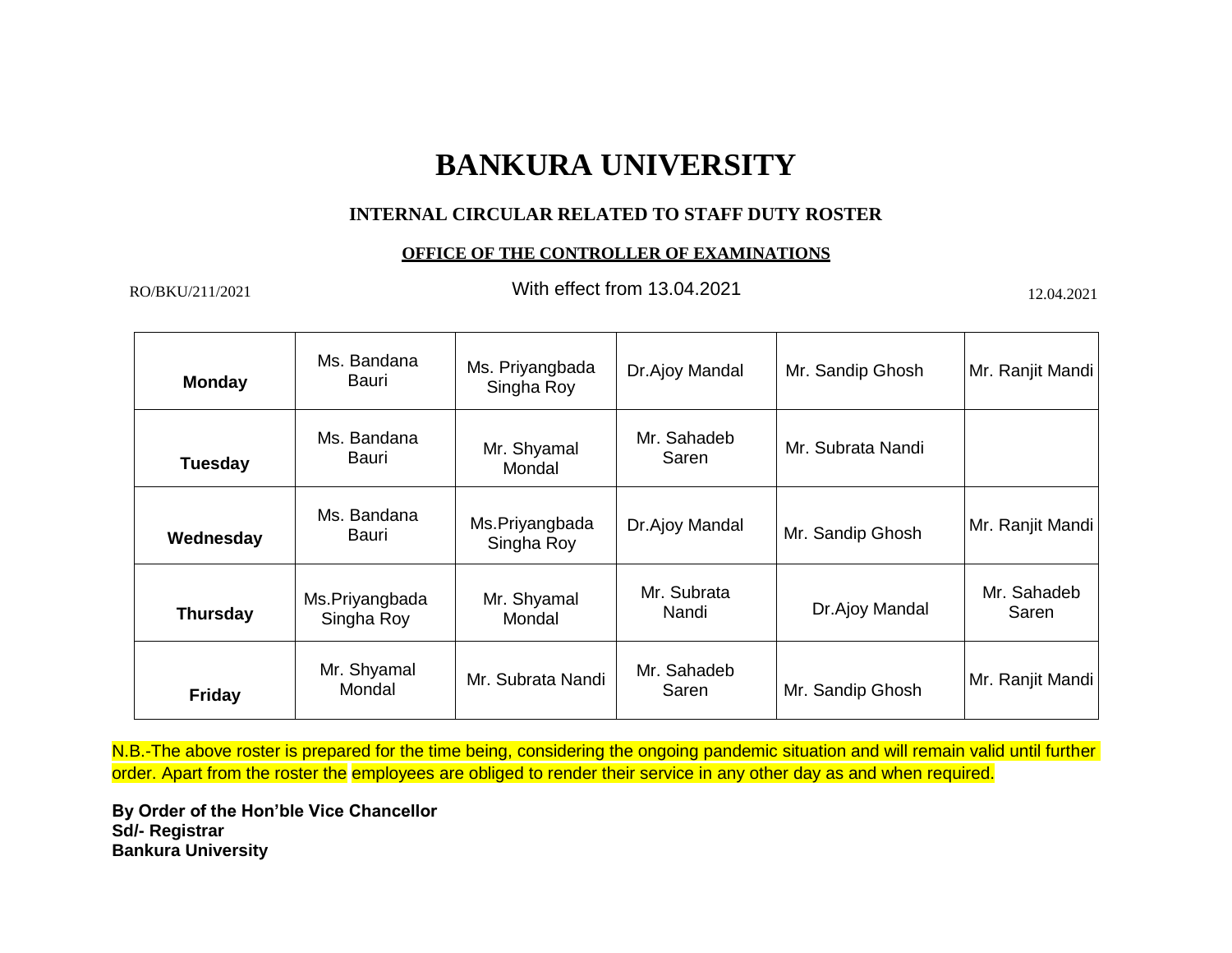# BANKURA UNIVERSITY

### INTERNAL CIRCULAR RELATED TO STAFF DUTY ROSTER

**OFFICE OF THE CONTROLLER OF EXAMINATIONS**

RO/BKU/211/2021 With effect from 13.04.2021 12.04.2021

| | | | | | |
|---|---|---|---|---|---|
| **Monday** | Ms. Bandana Bauri | Ms. Priyangbada Singha Roy | Dr.Ajoy Mandal | Mr. Sandip Ghosh | Mr. Ranjit Mandi |
| **Tuesday** | Ms. Bandana Bauri | Mr. Shyamal Mondal | Mr. Sahadeb Saren | Mr. Subrata Nandi | |
| **Wednesday** | Ms. Bandana Bauri | Ms.Priyangbada Singha Roy | Dr.Ajoy Mandal | Mr. Sandip Ghosh | Mr. Ranjit Mandi |
| **Thursday** | Ms.Priyangbada Singha Roy | Mr. Shyamal Mondal | Mr. Subrata Nandi | Dr.Ajoy Mandal | Mr. Sahadeb Saren |
| **Friday** | Mr. Shyamal Mondal | Mr. Subrata Nandi | Mr. Sahadeb Saren | Mr. Sandip Ghosh | Mr. Ranjit Mandi |

N.B.-The above roster is prepared for the time being, considering the ongoing pandemic situation and will remain valid until further order. Apart from the roster the employees are obliged to render their service in any other day as and when required.

**By Order of the Hon'ble Vice Chancellor**
**Sd/- Registrar**
**Bankura University**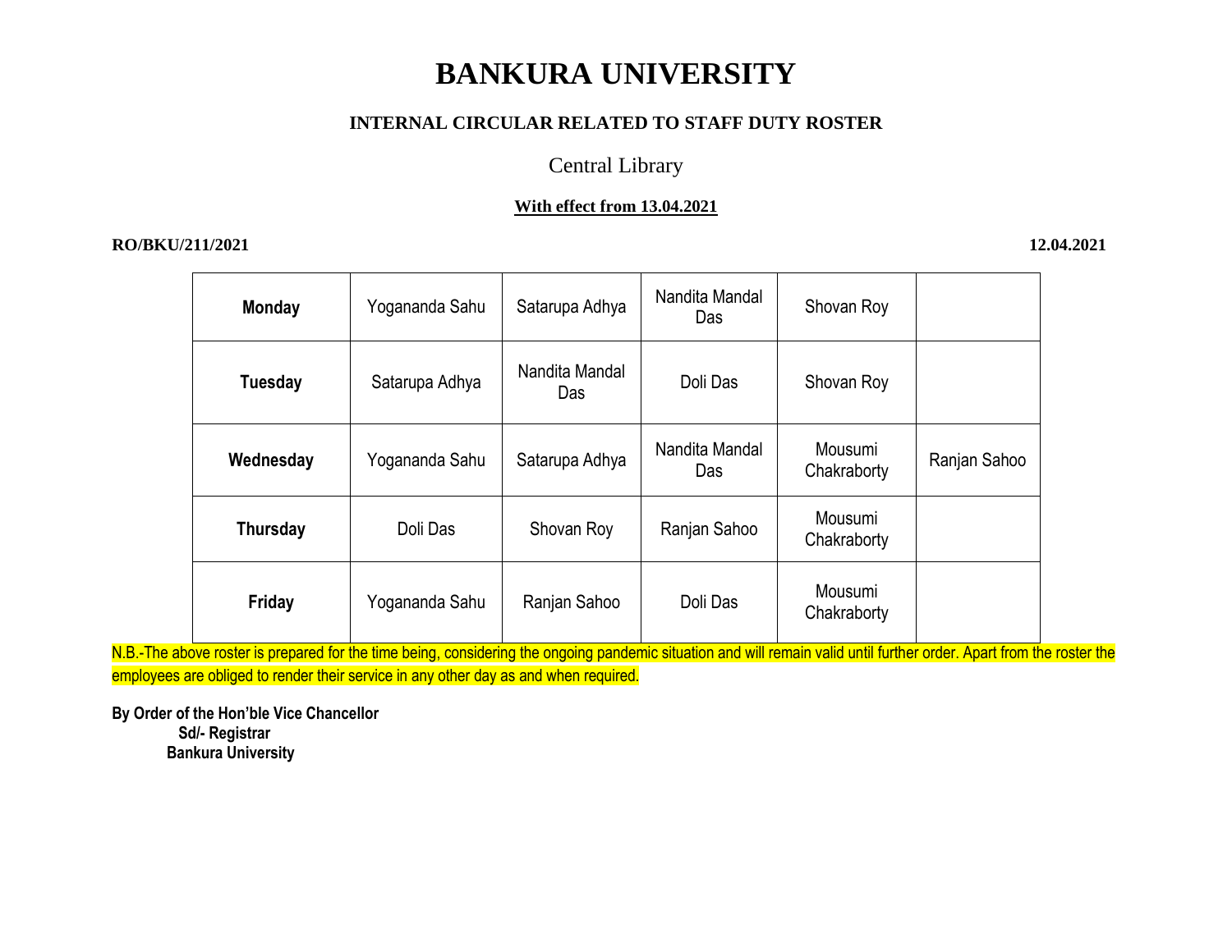# BANKURA UNIVERSITY

### INTERNAL CIRCULAR RELATED TO STAFF DUTY ROSTER

## Central Library

**With effect from 13.04.2021**

**RO/BKU/211/2021** **12.04.2021**

| | | | | | |
|---|---|---|---|---|---|
| **Monday** | Yogananda Sahu | Satarupa Adhya | Nandita Mandal Das | Shovan Roy | |
| **Tuesday** | Satarupa Adhya | Nandita Mandal Das | Doli Das | Shovan Roy | |
| **Wednesday** | Yogananda Sahu | Satarupa Adhya | Nandita Mandal Das | Mousumi Chakraborty | Ranjan Sahoo |
| **Thursday** | Doli Das | Shovan Roy | Ranjan Sahoo | Mousumi Chakraborty | |
| **Friday** | Yogananda Sahu | Ranjan Sahoo | Doli Das | Mousumi Chakraborty | |

N.B.-The above roster is prepared for the time being, considering the ongoing pandemic situation and will remain valid until further order. Apart from the roster the employees are obliged to render their service in any other day as and when required.

**By Order of the Hon'ble Vice Chancellor**
**Sd/- Registrar**
**Bankura University**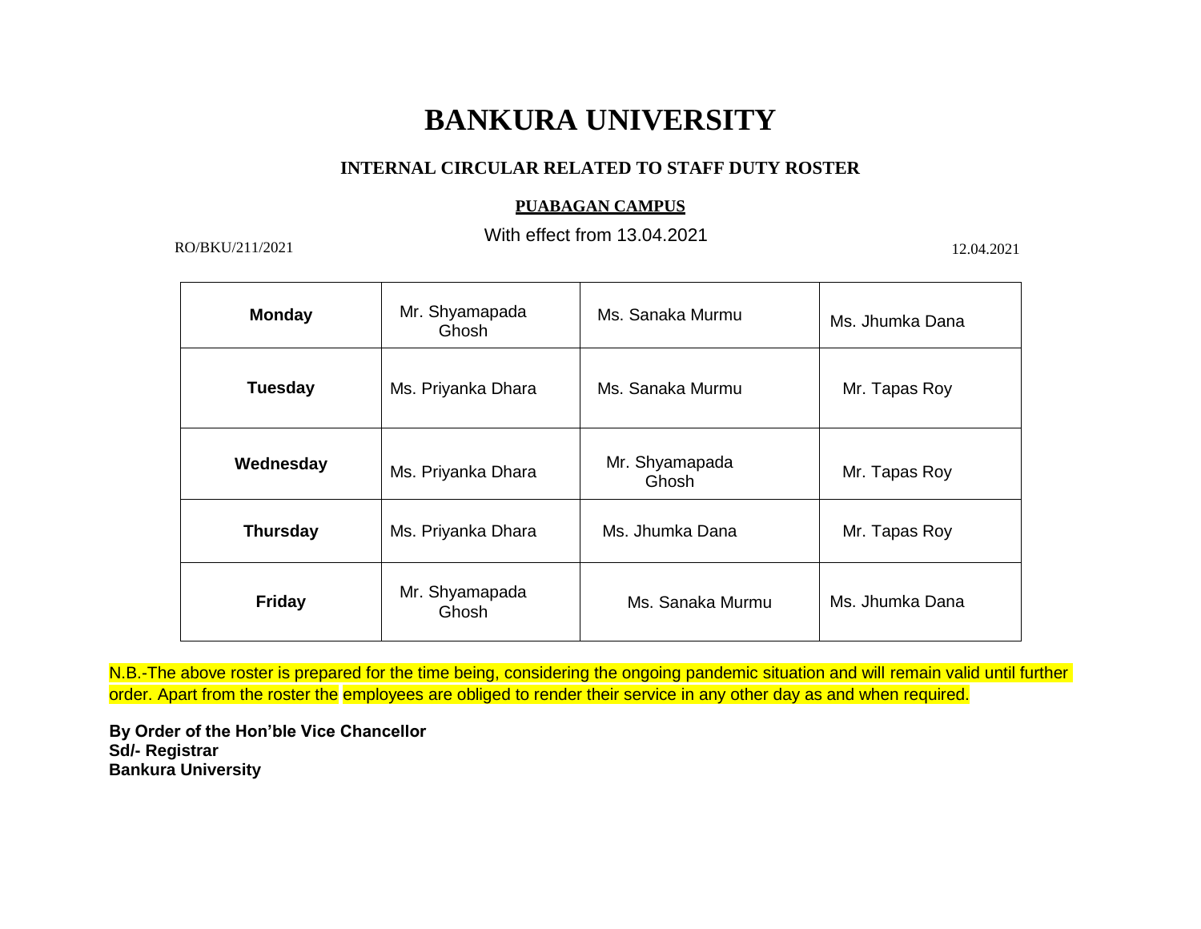# BANKURA UNIVERSITY

### INTERNAL CIRCULAR RELATED TO STAFF DUTY ROSTER

#### PUABAGAN CAMPUS

With effect from 13.04.2021

RO/BKU/211/2021 12.04.2021

| | | | |
|---|---|---|---|
| **Monday** | Mr. Shyamapada Ghosh | Ms. Sanaka Murmu | Ms. Jhumka Dana |
| **Tuesday** | Ms. Priyanka Dhara | Ms. Sanaka Murmu | Mr. Tapas Roy |
| **Wednesday** | Ms. Priyanka Dhara | Mr. Shyamapada Ghosh | Mr. Tapas Roy |
| **Thursday** | Ms. Priyanka Dhara | Ms. Jhumka Dana | Mr. Tapas Roy |
| **Friday** | Mr. Shyamapada Ghosh | Ms. Sanaka Murmu | Ms. Jhumka Dana |

N.B.-The above roster is prepared for the time being, considering the ongoing pandemic situation and will remain valid until further order. Apart from the roster the employees are obliged to render their service in any other day as and when required.

**By Order of the Hon'ble Vice Chancellor**
**Sd/- Registrar**
**Bankura University**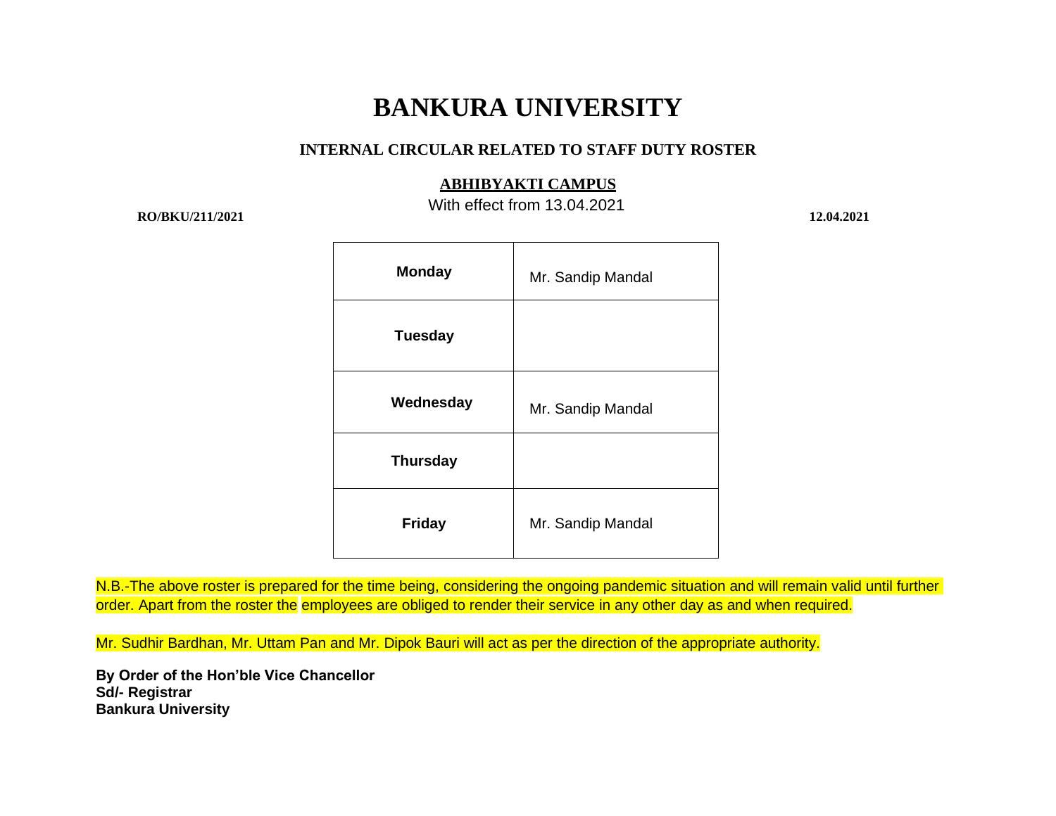# BANKURA UNIVERSITY

### INTERNAL CIRCULAR RELATED TO STAFF DUTY ROSTER

### ABHIBYAKTI CAMPUS

With effect from 13.04.2021

**RO/BKU/211/2021** **12.04.2021**

| | |
|---|---|
| **Monday** | Mr. Sandip Mandal |
| **Tuesday** | |
| **Wednesday** | Mr. Sandip Mandal |
| **Thursday** | |
| **Friday** | Mr. Sandip Mandal |

N.B.-The above roster is prepared for the time being, considering the ongoing pandemic situation and will remain valid until further order. Apart from the roster the employees are obliged to render their service in any other day as and when required.

Mr. Sudhir Bardhan, Mr. Uttam Pan and Mr. Dipok Bauri will act as per the direction of the appropriate authority.

**By Order of the Hon'ble Vice Chancellor**
**Sd/- Registrar**
**Bankura University**